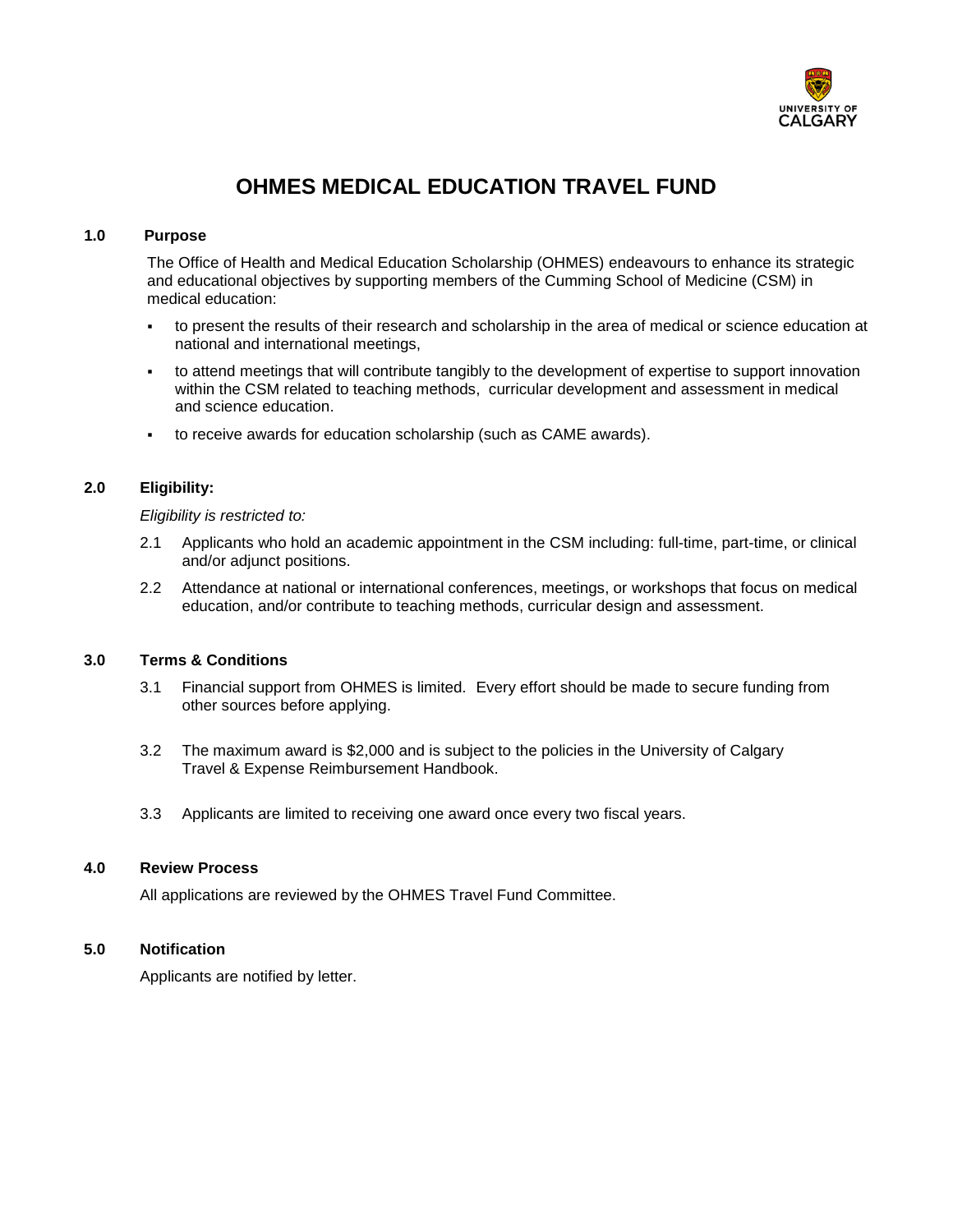# OHMES MEDICAL EDUCATION TRAVEL FUND

## 1.0 Purpose

The Office of Health and Medical Education Scholarship (OHMES) endeavours to enhance its strategic and educational objectives by supporting members of the Cumming School of Medicine (CSM) in medical education:

- to present the results of their research and scholarship in the area of medical or science education at national and international meetings,
- to attend meetings that will contribute tangibly to the development of expertise to support innovation within the CSM related to teaching methods, curricular development and assessment in medical and science education.
- to receive awards for education scholarship (such as CAME awards).

## 2.0 Eligibility:

*Eligibility is restricted to:*

2.1 Applicants who hold an academic appointment in the CSM including: full-time, part-time, or clinical and/or adjunct positions.

2.2 Attendance at national or international conferences, meetings, or workshops that focus on medical education, and/or contribute to teaching methods, curricular design and assessment.

## 3.0 Terms & Conditions

3.1 Financial support from OHMES is limited. Every effort should be made to secure funding from other sources before applying.

3.2 The maximum award is $2,000 and is subject to the policies in the University of Calgary Travel & Expense Reimbursement Handbook.

3.3 Applicants are limited to receiving one award once every two fiscal years.

## 4.0 Review Process

All applications are reviewed by the OHMES Travel Fund Committee.

## 5.0 Notification

Applicants are notified by letter.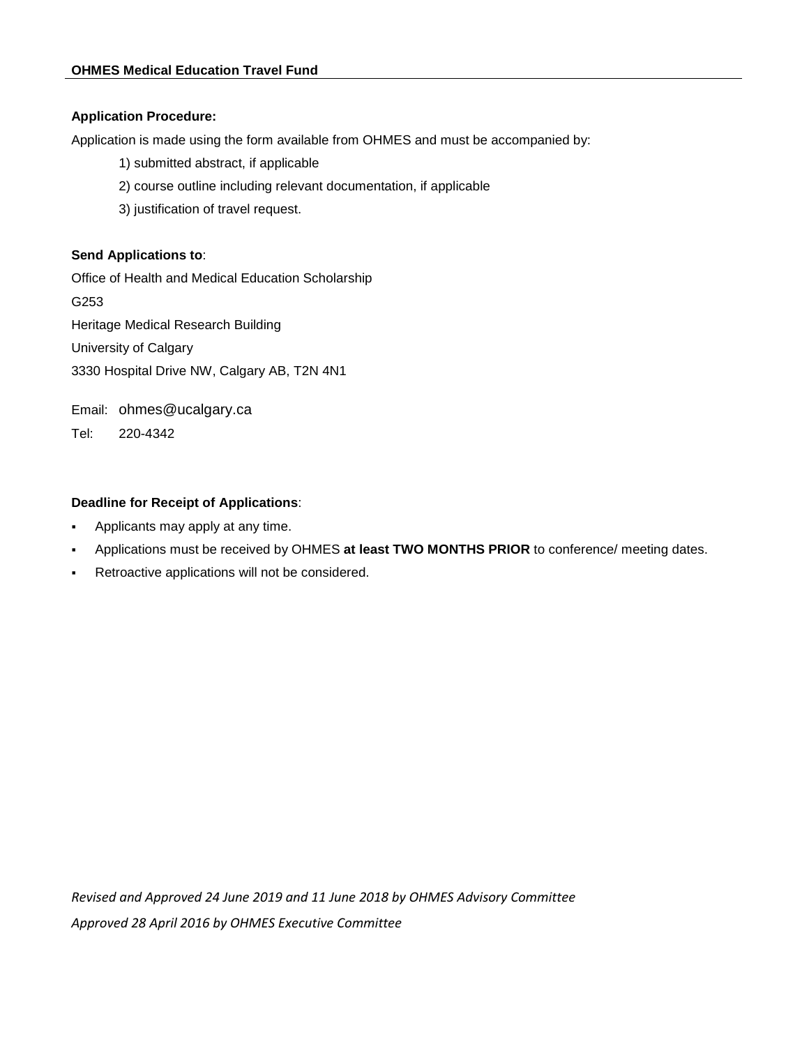**Application Procedure:**

Application is made using the form available from OHMES and must be accompanied by:

1) submitted abstract, if applicable
2) course outline including relevant documentation, if applicable
3) justification of travel request.

**Send Applications to**:

Office of Health and Medical Education Scholarship

G253

Heritage Medical Research Building

University of Calgary

3330 Hospital Drive NW, Calgary AB, T2N 4N1

Email: ohmes@ucalgary.ca

Tel: 220-4342

**Deadline for Receipt of Applications**:

- Applicants may apply at any time.
- Applications must be received by OHMES **at least TWO MONTHS PRIOR** to conference/ meeting dates.
- Retroactive applications will not be considered.

*Revised and Approved 24 June 2019 and 11 June 2018 by OHMES Advisory Committee*

*Approved 28 April 2016 by OHMES Executive Committee*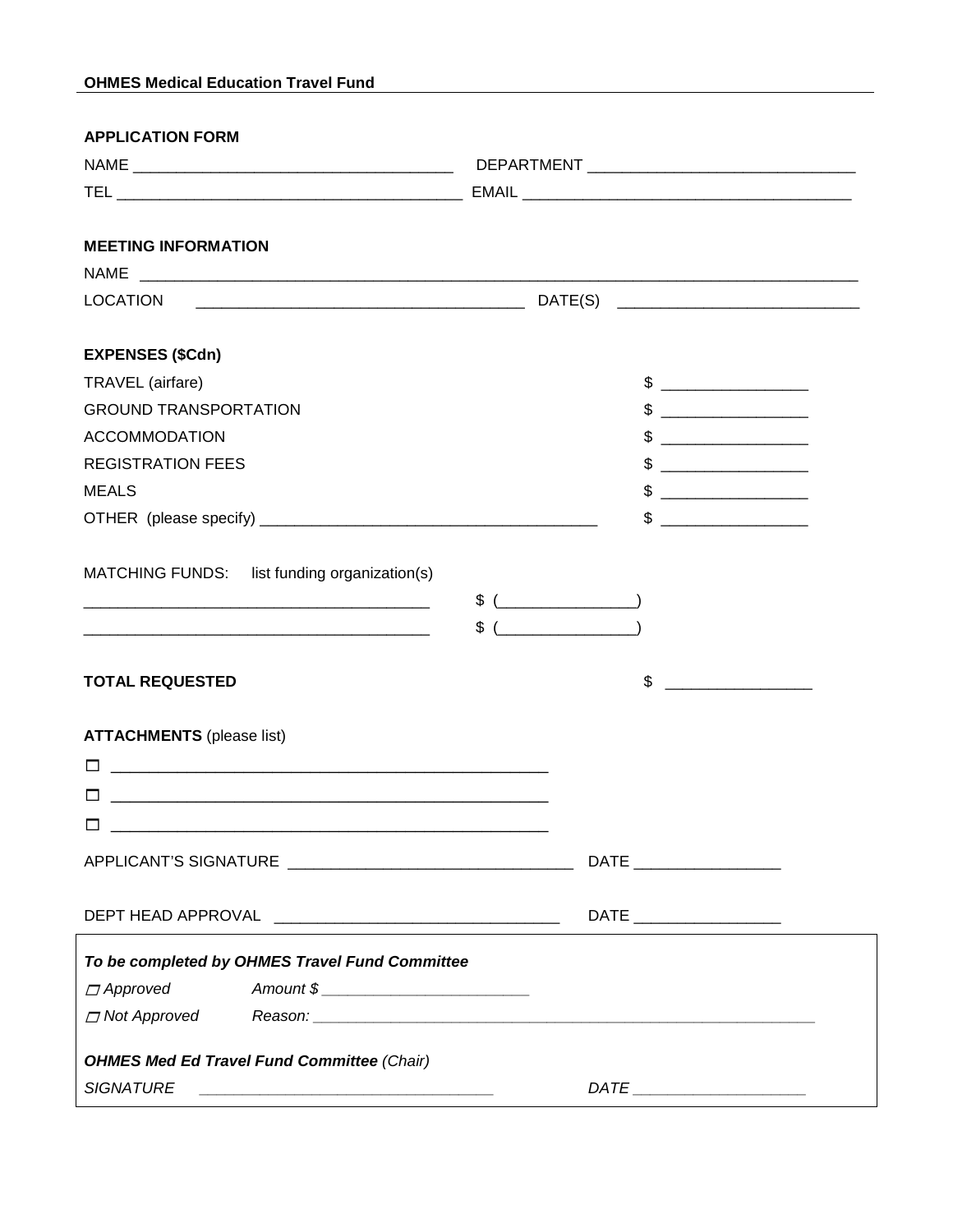**OHMES Medical Education Travel Fund**

**APPLICATION FORM**

NAME ____________________________________ DEPARTMENT ______________________________

TEL _______________________________________ EMAIL ______________________________________

**MEETING INFORMATION**

NAME ___________________________________________________________________________________

LOCATION _____________________________________ DATE(S) ___________________________

**EXPENSES ($Cdn)**

| | |
|---|---|
| TRAVEL (airfare) | $ ________________ |
| GROUND TRANSPORTATION | $ ________________ |
| ACCOMMODATION | $ ________________ |
| REGISTRATION FEES | $ ________________ |
| MEALS | $ ________________ |
| OTHER (please specify) ______________________________________ | $ ________________ |

MATCHING FUNDS: list funding organization(s)

_______________________________________ $ (_______________)

_______________________________________ $ (_______________)

**TOTAL REQUESTED** $ ________________

**ATTACHMENTS** (please list)

- ☐ __________________________________________________
- ☐ __________________________________________________
- ☐ __________________________________________________

APPLICANT'S SIGNATURE _______________________________ DATE ________________

DEPT HEAD APPROVAL _______________________________ DATE ________________

***To be completed by OHMES Travel Fund Committee***

*☐ Approved* *Amount $ _______________________*

*☐ Not Approved* *Reason: ___________________________________________________________*

***OHMES Med Ed Travel Fund Committee** (Chair)*

*SIGNATURE* _________________________________ *DATE* ____________________